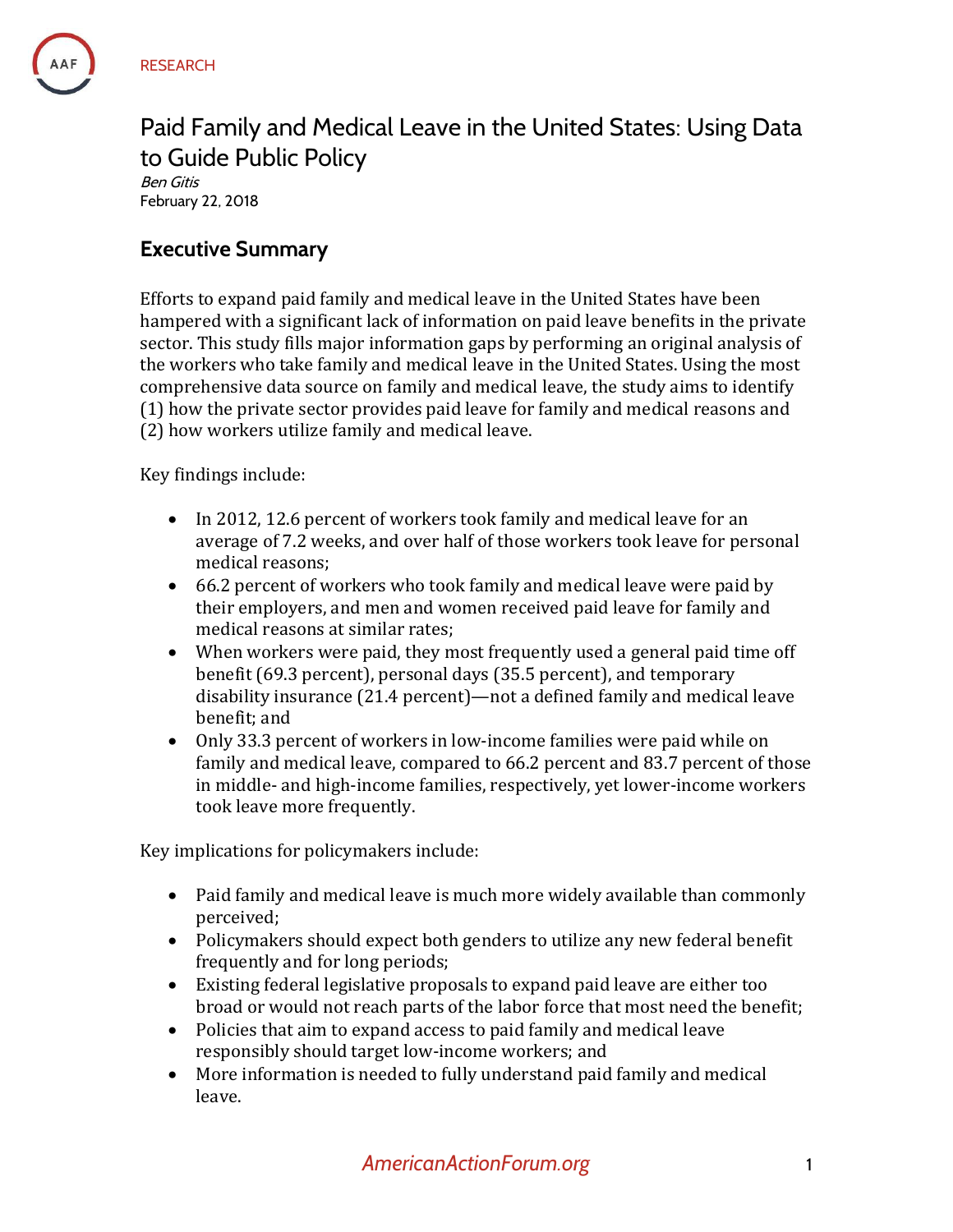RESEARCH

# Paid Family and Medical Leave in the United States: Using Data to Guide Public Policy

*Ben Gitis*
February 22, 2018

## Executive Summary

Efforts to expand paid family and medical leave in the United States have been hampered with a significant lack of information on paid leave benefits in the private sector. This study fills major information gaps by performing an original analysis of the workers who take family and medical leave in the United States. Using the most comprehensive data source on family and medical leave, the study aims to identify (1) how the private sector provides paid leave for family and medical reasons and (2) how workers utilize family and medical leave.

Key findings include:

- In 2012, 12.6 percent of workers took family and medical leave for an average of 7.2 weeks, and over half of those workers took leave for personal medical reasons;
- 66.2 percent of workers who took family and medical leave were paid by their employers, and men and women received paid leave for family and medical reasons at similar rates;
- When workers were paid, they most frequently used a general paid time off benefit (69.3 percent), personal days (35.5 percent), and temporary disability insurance (21.4 percent)—not a defined family and medical leave benefit; and
- Only 33.3 percent of workers in low-income families were paid while on family and medical leave, compared to 66.2 percent and 83.7 percent of those in middle- and high-income families, respectively, yet lower-income workers took leave more frequently.

Key implications for policymakers include:

- Paid family and medical leave is much more widely available than commonly perceived;
- Policymakers should expect both genders to utilize any new federal benefit frequently and for long periods;
- Existing federal legislative proposals to expand paid leave are either too broad or would not reach parts of the labor force that most need the benefit;
- Policies that aim to expand access to paid family and medical leave responsibly should target low-income workers; and
- More information is needed to fully understand paid family and medical leave.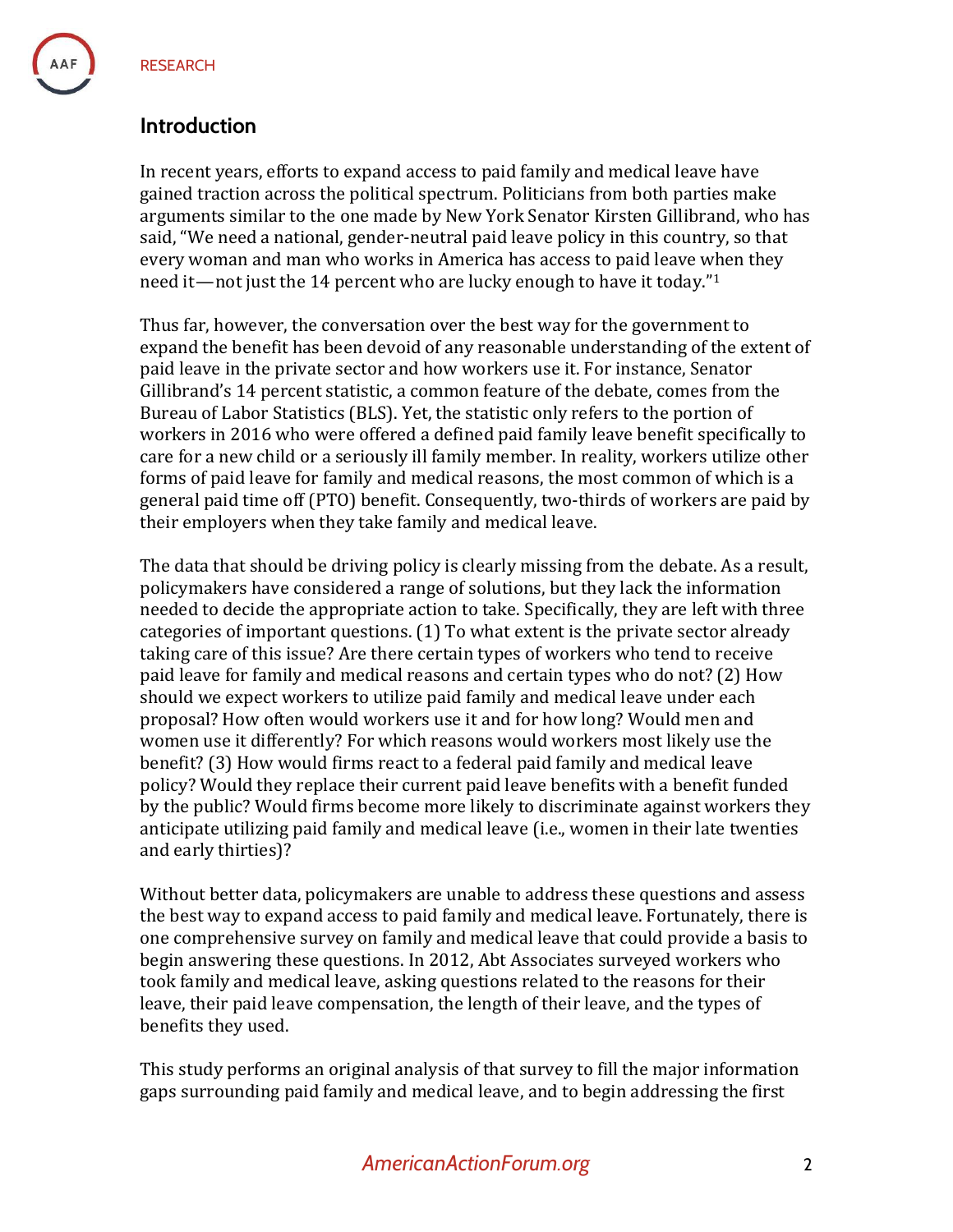## Introduction

In recent years, efforts to expand access to paid family and medical leave have gained traction across the political spectrum. Politicians from both parties make arguments similar to the one made by New York Senator Kirsten Gillibrand, who has said, "We need a national, gender-neutral paid leave policy in this country, so that every woman and man who works in America has access to paid leave when they need it—not just the 14 percent who are lucky enough to have it today."[1]

Thus far, however, the conversation over the best way for the government to expand the benefit has been devoid of any reasonable understanding of the extent of paid leave in the private sector and how workers use it. For instance, Senator Gillibrand's 14 percent statistic, a common feature of the debate, comes from the Bureau of Labor Statistics (BLS). Yet, the statistic only refers to the portion of workers in 2016 who were offered a defined paid family leave benefit specifically to care for a new child or a seriously ill family member. In reality, workers utilize other forms of paid leave for family and medical reasons, the most common of which is a general paid time off (PTO) benefit. Consequently, two-thirds of workers are paid by their employers when they take family and medical leave.

The data that should be driving policy is clearly missing from the debate. As a result, policymakers have considered a range of solutions, but they lack the information needed to decide the appropriate action to take. Specifically, they are left with three categories of important questions. (1) To what extent is the private sector already taking care of this issue? Are there certain types of workers who tend to receive paid leave for family and medical reasons and certain types who do not? (2) How should we expect workers to utilize paid family and medical leave under each proposal? How often would workers use it and for how long? Would men and women use it differently? For which reasons would workers most likely use the benefit? (3) How would firms react to a federal paid family and medical leave policy? Would they replace their current paid leave benefits with a benefit funded by the public? Would firms become more likely to discriminate against workers they anticipate utilizing paid family and medical leave (i.e., women in their late twenties and early thirties)?

Without better data, policymakers are unable to address these questions and assess the best way to expand access to paid family and medical leave. Fortunately, there is one comprehensive survey on family and medical leave that could provide a basis to begin answering these questions. In 2012, Abt Associates surveyed workers who took family and medical leave, asking questions related to the reasons for their leave, their paid leave compensation, the length of their leave, and the types of benefits they used.

This study performs an original analysis of that survey to fill the major information gaps surrounding paid family and medical leave, and to begin addressing the first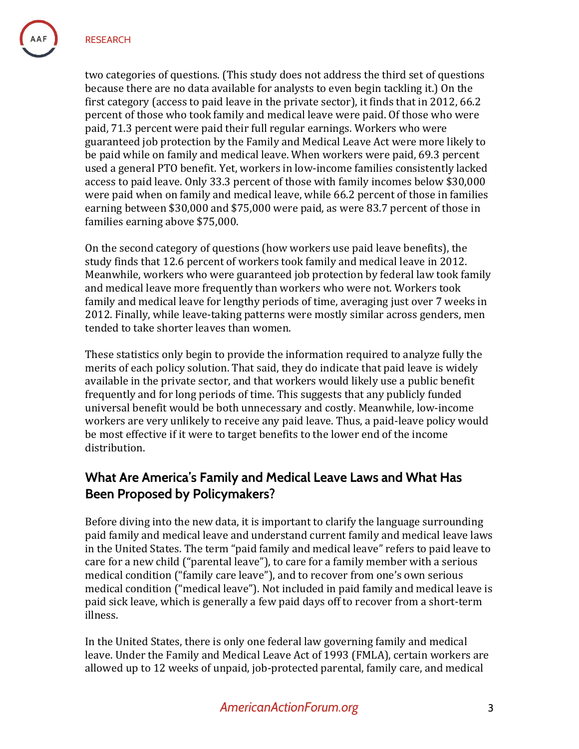two categories of questions. (This study does not address the third set of questions because there are no data available for analysts to even begin tackling it.) On the first category (access to paid leave in the private sector), it finds that in 2012, 66.2 percent of those who took family and medical leave were paid. Of those who were paid, 71.3 percent were paid their full regular earnings. Workers who were guaranteed job protection by the Family and Medical Leave Act were more likely to be paid while on family and medical leave. When workers were paid, 69.3 percent used a general PTO benefit. Yet, workers in low-income families consistently lacked access to paid leave. Only 33.3 percent of those with family incomes below $30,000 were paid when on family and medical leave, while 66.2 percent of those in families earning between $30,000 and $75,000 were paid, as were 83.7 percent of those in families earning above $75,000.

On the second category of questions (how workers use paid leave benefits), the study finds that 12.6 percent of workers took family and medical leave in 2012. Meanwhile, workers who were guaranteed job protection by federal law took family and medical leave more frequently than workers who were not. Workers took family and medical leave for lengthy periods of time, averaging just over 7 weeks in 2012. Finally, while leave-taking patterns were mostly similar across genders, men tended to take shorter leaves than women.

These statistics only begin to provide the information required to analyze fully the merits of each policy solution. That said, they do indicate that paid leave is widely available in the private sector, and that workers would likely use a public benefit frequently and for long periods of time. This suggests that any publicly funded universal benefit would be both unnecessary and costly. Meanwhile, low-income workers are very unlikely to receive any paid leave. Thus, a paid-leave policy would be most effective if it were to target benefits to the lower end of the income distribution.

## What Are America's Family and Medical Leave Laws and What Has Been Proposed by Policymakers?

Before diving into the new data, it is important to clarify the language surrounding paid family and medical leave and understand current family and medical leave laws in the United States. The term "paid family and medical leave" refers to paid leave to care for a new child ("parental leave"), to care for a family member with a serious medical condition ("family care leave"), and to recover from one's own serious medical condition ("medical leave"). Not included in paid family and medical leave is paid sick leave, which is generally a few paid days off to recover from a short-term illness.

In the United States, there is only one federal law governing family and medical leave. Under the Family and Medical Leave Act of 1993 (FMLA), certain workers are allowed up to 12 weeks of unpaid, job-protected parental, family care, and medical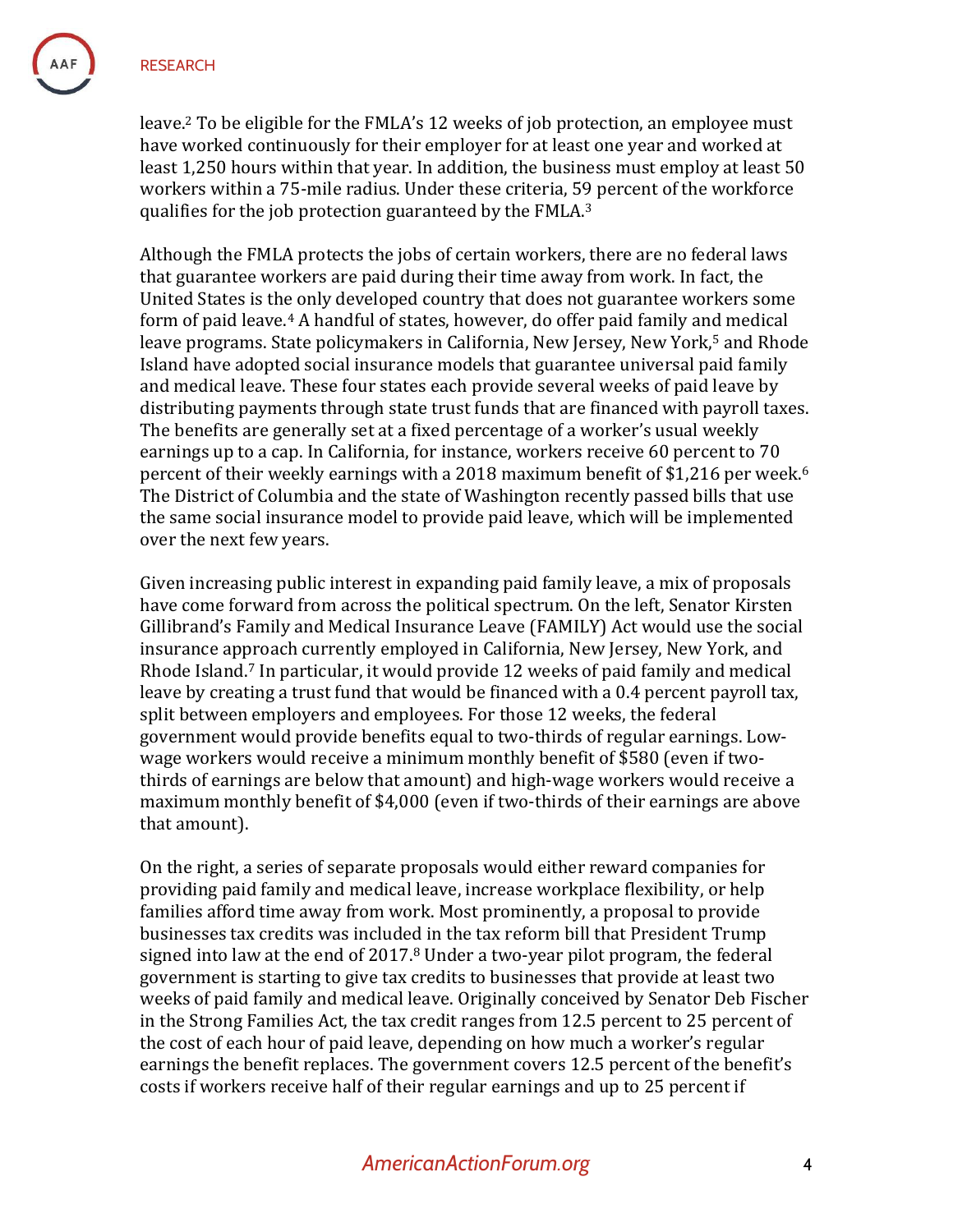leave.[2] To be eligible for the FMLA's 12 weeks of job protection, an employee must have worked continuously for their employer for at least one year and worked at least 1,250 hours within that year. In addition, the business must employ at least 50 workers within a 75-mile radius. Under these criteria, 59 percent of the workforce qualifies for the job protection guaranteed by the FMLA.[3]

Although the FMLA protects the jobs of certain workers, there are no federal laws that guarantee workers are paid during their time away from work. In fact, the United States is the only developed country that does not guarantee workers some form of paid leave.[4] A handful of states, however, do offer paid family and medical leave programs. State policymakers in California, New Jersey, New York,[5] and Rhode Island have adopted social insurance models that guarantee universal paid family and medical leave. These four states each provide several weeks of paid leave by distributing payments through state trust funds that are financed with payroll taxes. The benefits are generally set at a fixed percentage of a worker's usual weekly earnings up to a cap. In California, for instance, workers receive 60 percent to 70 percent of their weekly earnings with a 2018 maximum benefit of $1,216 per week.[6] The District of Columbia and the state of Washington recently passed bills that use the same social insurance model to provide paid leave, which will be implemented over the next few years.

Given increasing public interest in expanding paid family leave, a mix of proposals have come forward from across the political spectrum. On the left, Senator Kirsten Gillibrand's Family and Medical Insurance Leave (FAMILY) Act would use the social insurance approach currently employed in California, New Jersey, New York, and Rhode Island.[7] In particular, it would provide 12 weeks of paid family and medical leave by creating a trust fund that would be financed with a 0.4 percent payroll tax, split between employers and employees. For those 12 weeks, the federal government would provide benefits equal to two-thirds of regular earnings. Low-wage workers would receive a minimum monthly benefit of $580 (even if two-thirds of earnings are below that amount) and high-wage workers would receive a maximum monthly benefit of $4,000 (even if two-thirds of their earnings are above that amount).

On the right, a series of separate proposals would either reward companies for providing paid family and medical leave, increase workplace flexibility, or help families afford time away from work. Most prominently, a proposal to provide businesses tax credits was included in the tax reform bill that President Trump signed into law at the end of 2017.[8] Under a two-year pilot program, the federal government is starting to give tax credits to businesses that provide at least two weeks of paid family and medical leave. Originally conceived by Senator Deb Fischer in the Strong Families Act, the tax credit ranges from 12.5 percent to 25 percent of the cost of each hour of paid leave, depending on how much a worker's regular earnings the benefit replaces. The government covers 12.5 percent of the benefit's costs if workers receive half of their regular earnings and up to 25 percent if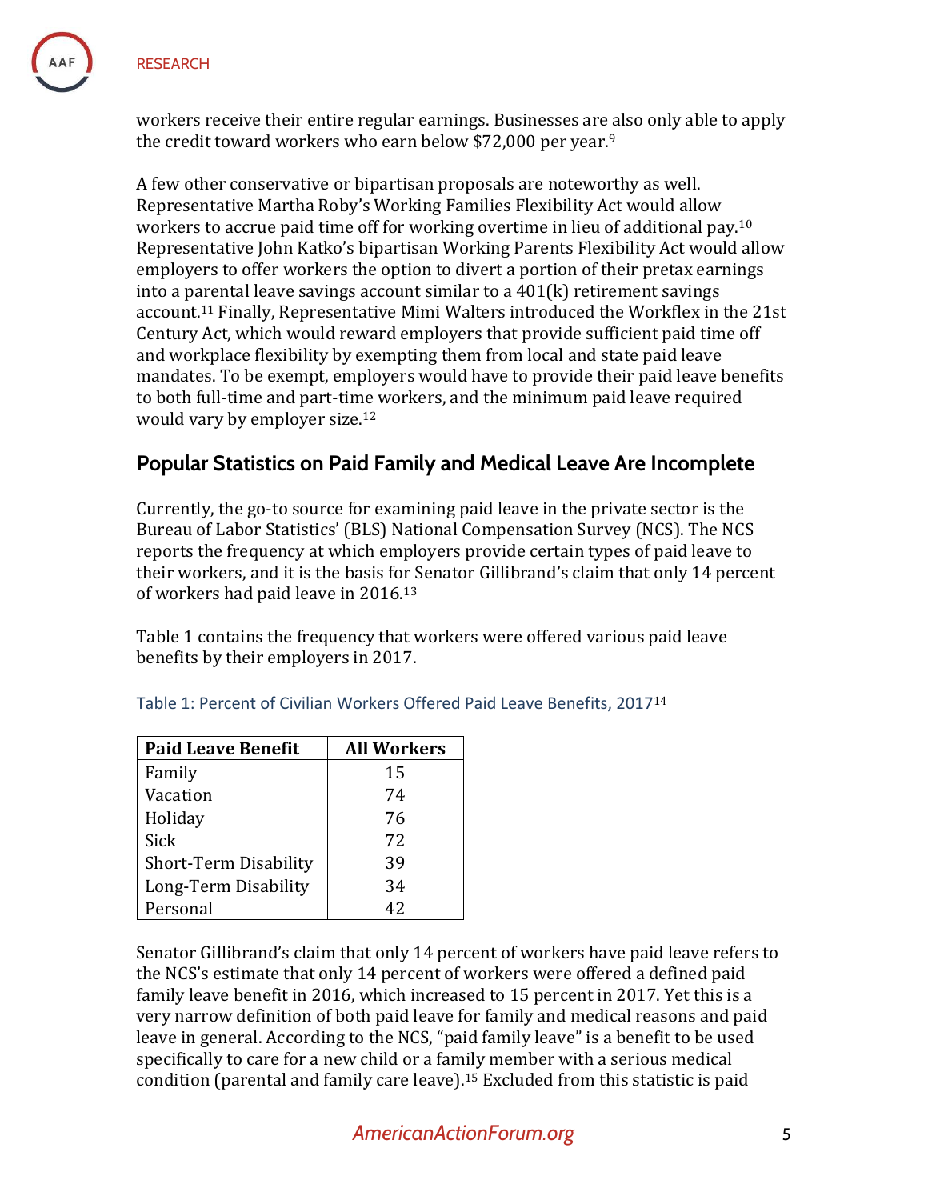workers receive their entire regular earnings. Businesses are also only able to apply the credit toward workers who earn below $72,000 per year.[9]

A few other conservative or bipartisan proposals are noteworthy as well. Representative Martha Roby's Working Families Flexibility Act would allow workers to accrue paid time off for working overtime in lieu of additional pay.[10] Representative John Katko's bipartisan Working Parents Flexibility Act would allow employers to offer workers the option to divert a portion of their pretax earnings into a parental leave savings account similar to a 401(k) retirement savings account.[11] Finally, Representative Mimi Walters introduced the Workflex in the 21st Century Act, which would reward employers that provide sufficient paid time off and workplace flexibility by exempting them from local and state paid leave mandates. To be exempt, employers would have to provide their paid leave benefits to both full-time and part-time workers, and the minimum paid leave required would vary by employer size.[12]

## Popular Statistics on Paid Family and Medical Leave Are Incomplete

Currently, the go-to source for examining paid leave in the private sector is the Bureau of Labor Statistics' (BLS) National Compensation Survey (NCS). The NCS reports the frequency at which employers provide certain types of paid leave to their workers, and it is the basis for Senator Gillibrand's claim that only 14 percent of workers had paid leave in 2016.[13]

Table 1 contains the frequency that workers were offered various paid leave benefits by their employers in 2017.

Table 1: Percent of Civilian Workers Offered Paid Leave Benefits, 2017[14]

| Paid Leave Benefit | All Workers |
|---|---|
| Family | 15 |
| Vacation | 74 |
| Holiday | 76 |
| Sick | 72 |
| Short-Term Disability | 39 |
| Long-Term Disability | 34 |
| Personal | 42 |

Senator Gillibrand's claim that only 14 percent of workers have paid leave refers to the NCS's estimate that only 14 percent of workers were offered a defined paid family leave benefit in 2016, which increased to 15 percent in 2017. Yet this is a very narrow definition of both paid leave for family and medical reasons and paid leave in general. According to the NCS, "paid family leave" is a benefit to be used specifically to care for a new child or a family member with a serious medical condition (parental and family care leave).[15] Excluded from this statistic is paid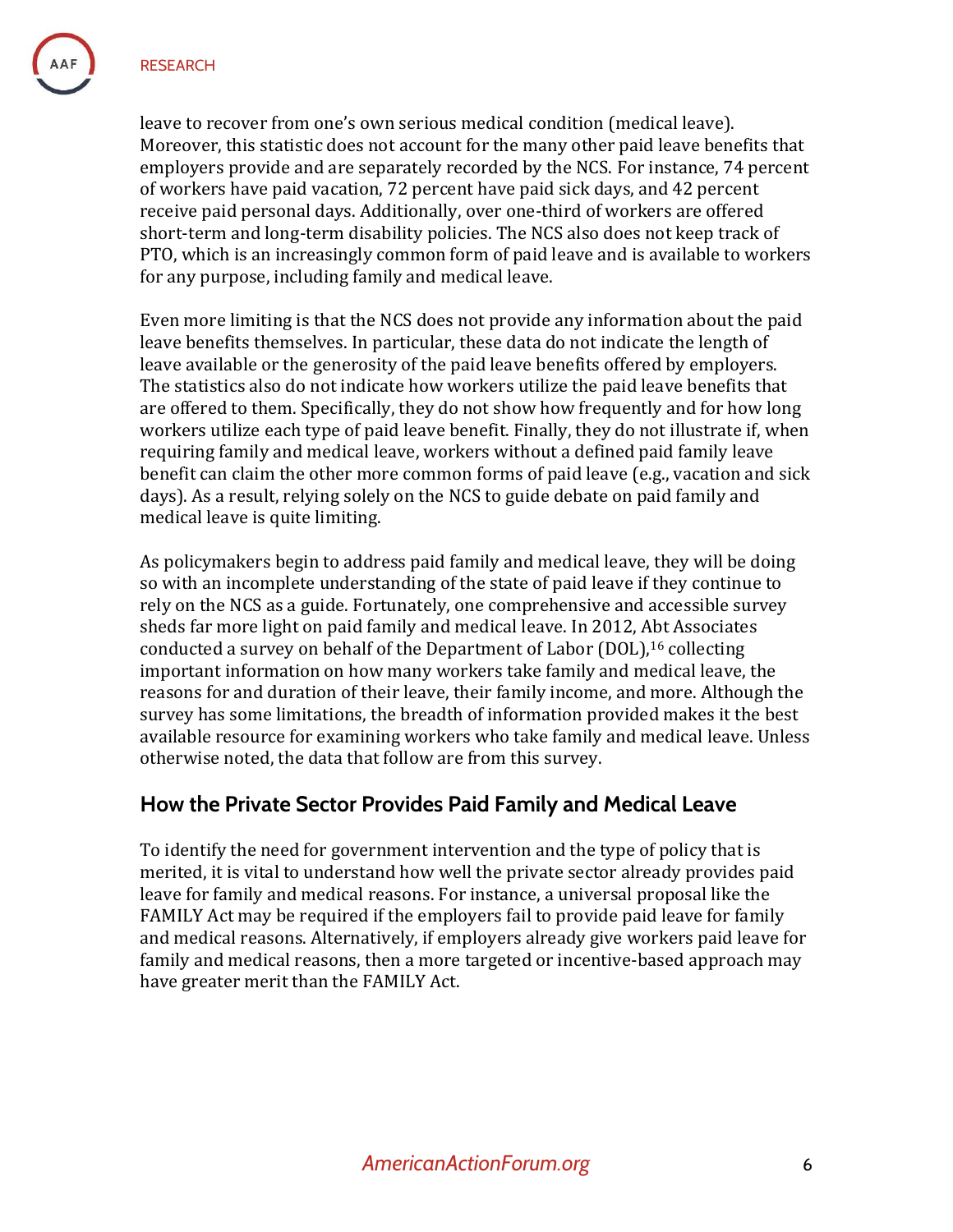leave to recover from one's own serious medical condition (medical leave). Moreover, this statistic does not account for the many other paid leave benefits that employers provide and are separately recorded by the NCS. For instance, 74 percent of workers have paid vacation, 72 percent have paid sick days, and 42 percent receive paid personal days. Additionally, over one-third of workers are offered short-term and long-term disability policies. The NCS also does not keep track of PTO, which is an increasingly common form of paid leave and is available to workers for any purpose, including family and medical leave.

Even more limiting is that the NCS does not provide any information about the paid leave benefits themselves. In particular, these data do not indicate the length of leave available or the generosity of the paid leave benefits offered by employers. The statistics also do not indicate how workers utilize the paid leave benefits that are offered to them. Specifically, they do not show how frequently and for how long workers utilize each type of paid leave benefit. Finally, they do not illustrate if, when requiring family and medical leave, workers without a defined paid family leave benefit can claim the other more common forms of paid leave (e.g., vacation and sick days). As a result, relying solely on the NCS to guide debate on paid family and medical leave is quite limiting.

As policymakers begin to address paid family and medical leave, they will be doing so with an incomplete understanding of the state of paid leave if they continue to rely on the NCS as a guide. Fortunately, one comprehensive and accessible survey sheds far more light on paid family and medical leave. In 2012, Abt Associates conducted a survey on behalf of the Department of Labor (DOL),[16] collecting important information on how many workers take family and medical leave, the reasons for and duration of their leave, their family income, and more. Although the survey has some limitations, the breadth of information provided makes it the best available resource for examining workers who take family and medical leave. Unless otherwise noted, the data that follow are from this survey.

## How the Private Sector Provides Paid Family and Medical Leave

To identify the need for government intervention and the type of policy that is merited, it is vital to understand how well the private sector already provides paid leave for family and medical reasons. For instance, a universal proposal like the FAMILY Act may be required if the employers fail to provide paid leave for family and medical reasons. Alternatively, if employers already give workers paid leave for family and medical reasons, then a more targeted or incentive-based approach may have greater merit than the FAMILY Act.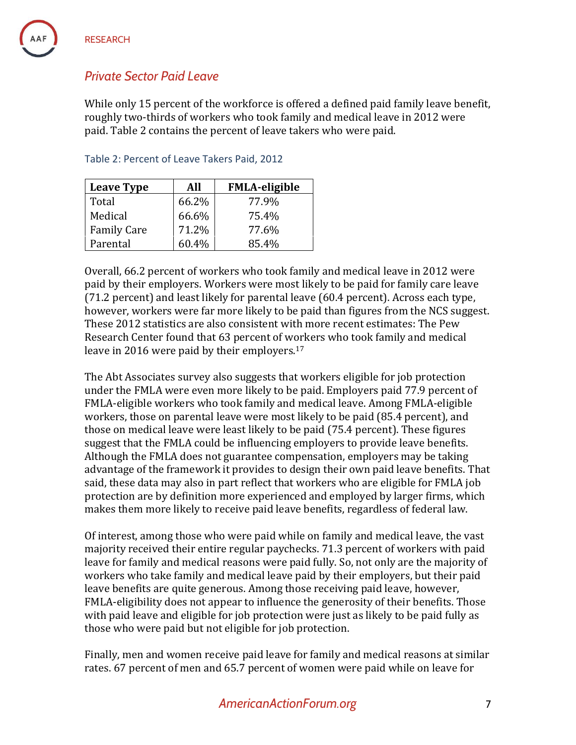## *Private Sector Paid Leave*

While only 15 percent of the workforce is offered a defined paid family leave benefit, roughly two-thirds of workers who took family and medical leave in 2012 were paid. Table 2 contains the percent of leave takers who were paid.

Table 2: Percent of Leave Takers Paid, 2012

| Leave Type | All | FMLA-eligible |
|---|---|---|
| Total | 66.2% | 77.9% |
| Medical | 66.6% | 75.4% |
| Family Care | 71.2% | 77.6% |
| Parental | 60.4% | 85.4% |

Overall, 66.2 percent of workers who took family and medical leave in 2012 were paid by their employers. Workers were most likely to be paid for family care leave (71.2 percent) and least likely for parental leave (60.4 percent). Across each type, however, workers were far more likely to be paid than figures from the NCS suggest. These 2012 statistics are also consistent with more recent estimates: The Pew Research Center found that 63 percent of workers who took family and medical leave in 2016 were paid by their employers.[17]

The Abt Associates survey also suggests that workers eligible for job protection under the FMLA were even more likely to be paid. Employers paid 77.9 percent of FMLA-eligible workers who took family and medical leave. Among FMLA-eligible workers, those on parental leave were most likely to be paid (85.4 percent), and those on medical leave were least likely to be paid (75.4 percent). These figures suggest that the FMLA could be influencing employers to provide leave benefits. Although the FMLA does not guarantee compensation, employers may be taking advantage of the framework it provides to design their own paid leave benefits. That said, these data may also in part reflect that workers who are eligible for FMLA job protection are by definition more experienced and employed by larger firms, which makes them more likely to receive paid leave benefits, regardless of federal law.

Of interest, among those who were paid while on family and medical leave, the vast majority received their entire regular paychecks. 71.3 percent of workers with paid leave for family and medical reasons were paid fully. So, not only are the majority of workers who take family and medical leave paid by their employers, but their paid leave benefits are quite generous. Among those receiving paid leave, however, FMLA-eligibility does not appear to influence the generosity of their benefits. Those with paid leave and eligible for job protection were just as likely to be paid fully as those who were paid but not eligible for job protection.

Finally, men and women receive paid leave for family and medical reasons at similar rates. 67 percent of men and 65.7 percent of women were paid while on leave for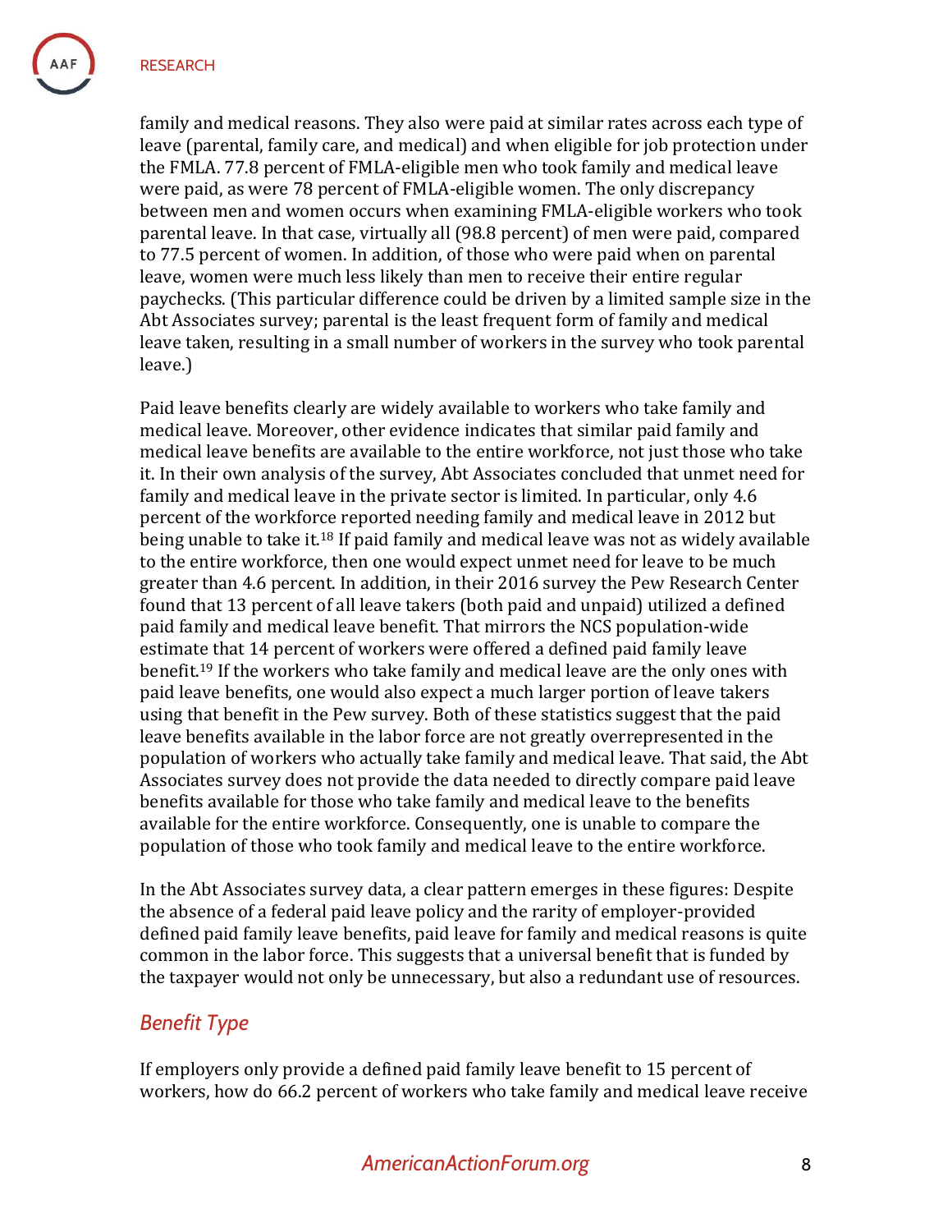family and medical reasons. They also were paid at similar rates across each type of leave (parental, family care, and medical) and when eligible for job protection under the FMLA. 77.8 percent of FMLA-eligible men who took family and medical leave were paid, as were 78 percent of FMLA-eligible women. The only discrepancy between men and women occurs when examining FMLA-eligible workers who took parental leave. In that case, virtually all (98.8 percent) of men were paid, compared to 77.5 percent of women. In addition, of those who were paid when on parental leave, women were much less likely than men to receive their entire regular paychecks. (This particular difference could be driven by a limited sample size in the Abt Associates survey; parental is the least frequent form of family and medical leave taken, resulting in a small number of workers in the survey who took parental leave.)

Paid leave benefits clearly are widely available to workers who take family and medical leave. Moreover, other evidence indicates that similar paid family and medical leave benefits are available to the entire workforce, not just those who take it. In their own analysis of the survey, Abt Associates concluded that unmet need for family and medical leave in the private sector is limited. In particular, only 4.6 percent of the workforce reported needing family and medical leave in 2012 but being unable to take it.[18] If paid family and medical leave was not as widely available to the entire workforce, then one would expect unmet need for leave to be much greater than 4.6 percent. In addition, in their 2016 survey the Pew Research Center found that 13 percent of all leave takers (both paid and unpaid) utilized a defined paid family and medical leave benefit. That mirrors the NCS population-wide estimate that 14 percent of workers were offered a defined paid family leave benefit.[19] If the workers who take family and medical leave are the only ones with paid leave benefits, one would also expect a much larger portion of leave takers using that benefit in the Pew survey. Both of these statistics suggest that the paid leave benefits available in the labor force are not greatly overrepresented in the population of workers who actually take family and medical leave. That said, the Abt Associates survey does not provide the data needed to directly compare paid leave benefits available for those who take family and medical leave to the benefits available for the entire workforce. Consequently, one is unable to compare the population of those who took family and medical leave to the entire workforce.

In the Abt Associates survey data, a clear pattern emerges in these figures: Despite the absence of a federal paid leave policy and the rarity of employer-provided defined paid family leave benefits, paid leave for family and medical reasons is quite common in the labor force. This suggests that a universal benefit that is funded by the taxpayer would not only be unnecessary, but also a redundant use of resources.

## *Benefit Type*

If employers only provide a defined paid family leave benefit to 15 percent of workers, how do 66.2 percent of workers who take family and medical leave receive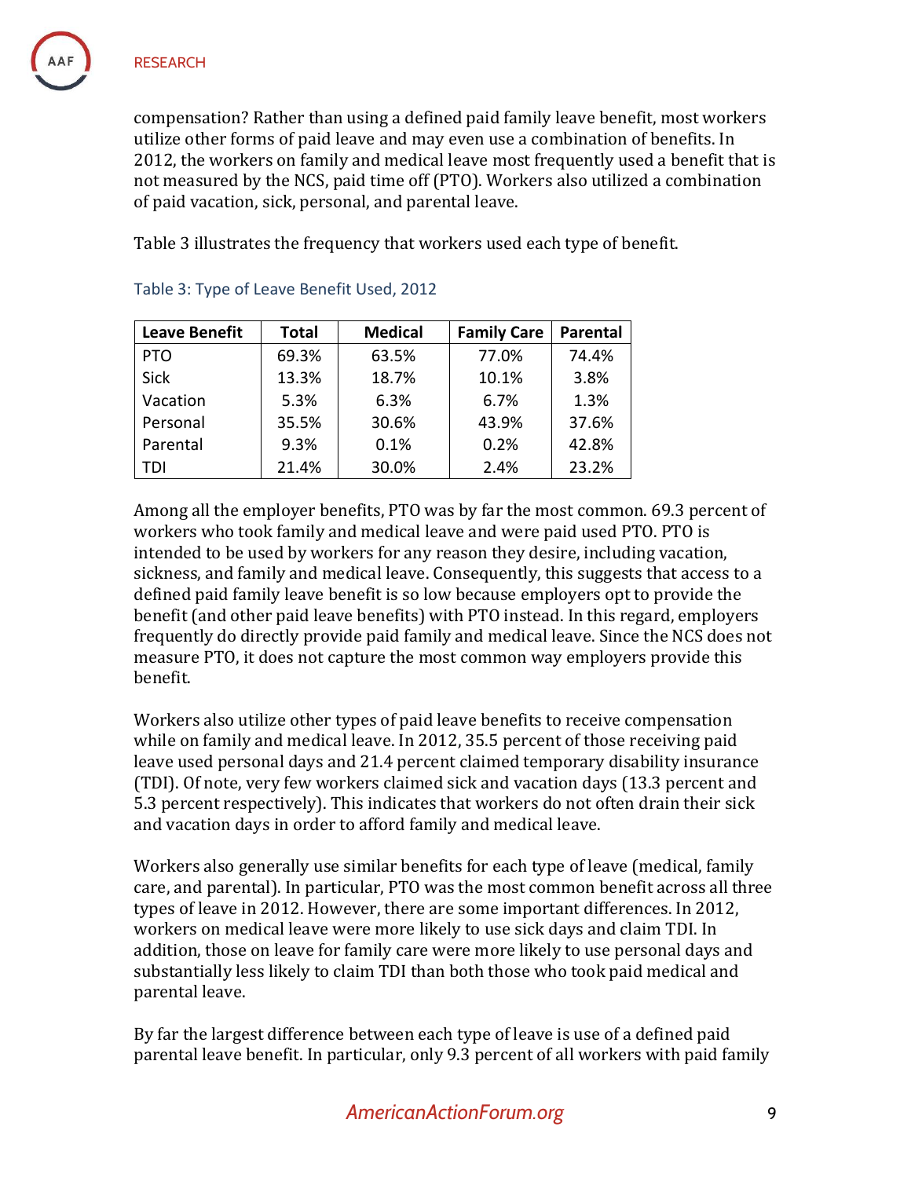compensation? Rather than using a defined paid family leave benefit, most workers utilize other forms of paid leave and may even use a combination of benefits. In 2012, the workers on family and medical leave most frequently used a benefit that is not measured by the NCS, paid time off (PTO). Workers also utilized a combination of paid vacation, sick, personal, and parental leave.

Table 3 illustrates the frequency that workers used each type of benefit.

Table 3: Type of Leave Benefit Used, 2012

| Leave Benefit | Total | Medical | Family Care | Parental |
|---|---|---|---|---|
| PTO | 69.3% | 63.5% | 77.0% | 74.4% |
| Sick | 13.3% | 18.7% | 10.1% | 3.8% |
| Vacation | 5.3% | 6.3% | 6.7% | 1.3% |
| Personal | 35.5% | 30.6% | 43.9% | 37.6% |
| Parental | 9.3% | 0.1% | 0.2% | 42.8% |
| TDI | 21.4% | 30.0% | 2.4% | 23.2% |

Among all the employer benefits, PTO was by far the most common. 69.3 percent of workers who took family and medical leave and were paid used PTO. PTO is intended to be used by workers for any reason they desire, including vacation, sickness, and family and medical leave. Consequently, this suggests that access to a defined paid family leave benefit is so low because employers opt to provide the benefit (and other paid leave benefits) with PTO instead. In this regard, employers frequently do directly provide paid family and medical leave. Since the NCS does not measure PTO, it does not capture the most common way employers provide this benefit.

Workers also utilize other types of paid leave benefits to receive compensation while on family and medical leave. In 2012, 35.5 percent of those receiving paid leave used personal days and 21.4 percent claimed temporary disability insurance (TDI). Of note, very few workers claimed sick and vacation days (13.3 percent and 5.3 percent respectively). This indicates that workers do not often drain their sick and vacation days in order to afford family and medical leave.

Workers also generally use similar benefits for each type of leave (medical, family care, and parental). In particular, PTO was the most common benefit across all three types of leave in 2012. However, there are some important differences. In 2012, workers on medical leave were more likely to use sick days and claim TDI. In addition, those on leave for family care were more likely to use personal days and substantially less likely to claim TDI than both those who took paid medical and parental leave.

By far the largest difference between each type of leave is use of a defined paid parental leave benefit. In particular, only 9.3 percent of all workers with paid family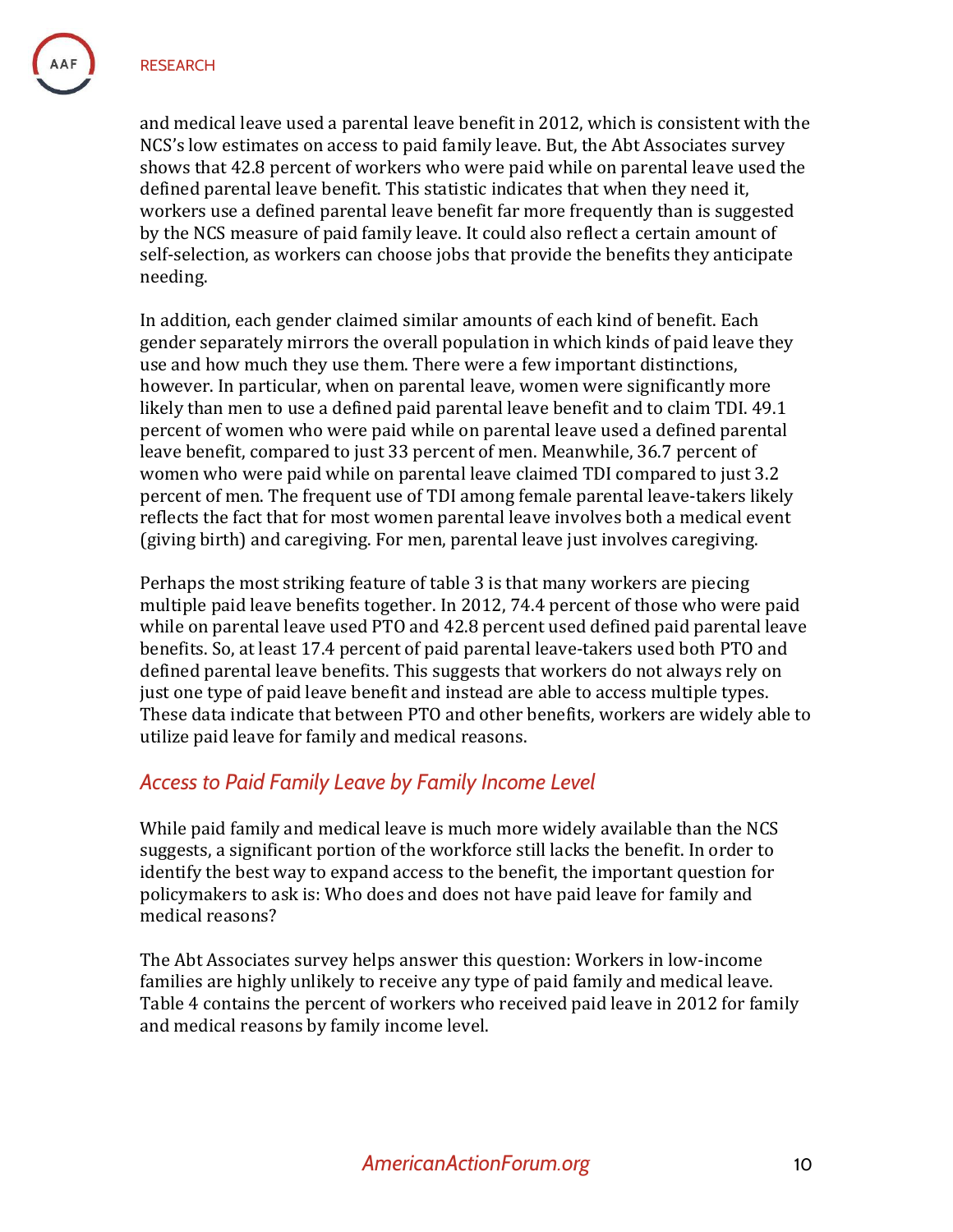and medical leave used a parental leave benefit in 2012, which is consistent with the NCS's low estimates on access to paid family leave. But, the Abt Associates survey shows that 42.8 percent of workers who were paid while on parental leave used the defined parental leave benefit. This statistic indicates that when they need it, workers use a defined parental leave benefit far more frequently than is suggested by the NCS measure of paid family leave. It could also reflect a certain amount of self-selection, as workers can choose jobs that provide the benefits they anticipate needing.

In addition, each gender claimed similar amounts of each kind of benefit. Each gender separately mirrors the overall population in which kinds of paid leave they use and how much they use them. There were a few important distinctions, however. In particular, when on parental leave, women were significantly more likely than men to use a defined paid parental leave benefit and to claim TDI. 49.1 percent of women who were paid while on parental leave used a defined parental leave benefit, compared to just 33 percent of men. Meanwhile, 36.7 percent of women who were paid while on parental leave claimed TDI compared to just 3.2 percent of men. The frequent use of TDI among female parental leave-takers likely reflects the fact that for most women parental leave involves both a medical event (giving birth) and caregiving. For men, parental leave just involves caregiving.

Perhaps the most striking feature of table 3 is that many workers are piecing multiple paid leave benefits together. In 2012, 74.4 percent of those who were paid while on parental leave used PTO and 42.8 percent used defined paid parental leave benefits. So, at least 17.4 percent of paid parental leave-takers used both PTO and defined parental leave benefits. This suggests that workers do not always rely on just one type of paid leave benefit and instead are able to access multiple types. These data indicate that between PTO and other benefits, workers are widely able to utilize paid leave for family and medical reasons.

## *Access to Paid Family Leave by Family Income Level*

While paid family and medical leave is much more widely available than the NCS suggests, a significant portion of the workforce still lacks the benefit. In order to identify the best way to expand access to the benefit, the important question for policymakers to ask is: Who does and does not have paid leave for family and medical reasons?

The Abt Associates survey helps answer this question: Workers in low-income families are highly unlikely to receive any type of paid family and medical leave. Table 4 contains the percent of workers who received paid leave in 2012 for family and medical reasons by family income level.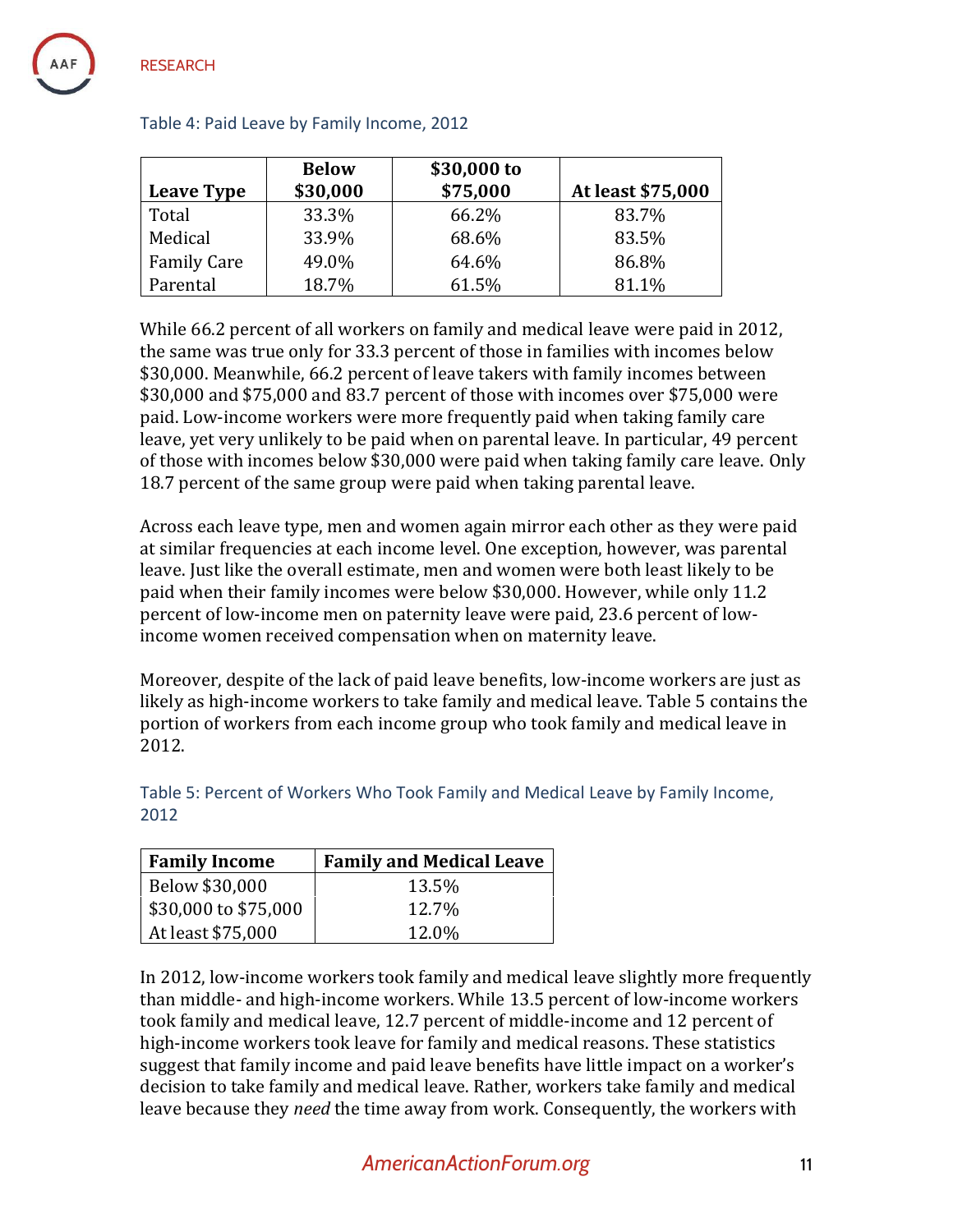Table 4: Paid Leave by Family Income, 2012

| Leave Type | Below $30,000 | $30,000 to $75,000 | At least $75,000 |
|---|---|---|---|
| Total | 33.3% | 66.2% | 83.7% |
| Medical | 33.9% | 68.6% | 83.5% |
| Family Care | 49.0% | 64.6% | 86.8% |
| Parental | 18.7% | 61.5% | 81.1% |

While 66.2 percent of all workers on family and medical leave were paid in 2012, the same was true only for 33.3 percent of those in families with incomes below $30,000. Meanwhile, 66.2 percent of leave takers with family incomes between $30,000 and $75,000 and 83.7 percent of those with incomes over $75,000 were paid. Low-income workers were more frequently paid when taking family care leave, yet very unlikely to be paid when on parental leave. In particular, 49 percent of those with incomes below $30,000 were paid when taking family care leave. Only 18.7 percent of the same group were paid when taking parental leave.

Across each leave type, men and women again mirror each other as they were paid at similar frequencies at each income level. One exception, however, was parental leave. Just like the overall estimate, men and women were both least likely to be paid when their family incomes were below $30,000. However, while only 11.2 percent of low-income men on paternity leave were paid, 23.6 percent of low-income women received compensation when on maternity leave.

Moreover, despite of the lack of paid leave benefits, low-income workers are just as likely as high-income workers to take family and medical leave. Table 5 contains the portion of workers from each income group who took family and medical leave in 2012.

Table 5: Percent of Workers Who Took Family and Medical Leave by Family Income, 2012

| Family Income | Family and Medical Leave |
|---|---|
| Below $30,000 | 13.5% |
| $30,000 to $75,000 | 12.7% |
| At least $75,000 | 12.0% |

In 2012, low-income workers took family and medical leave slightly more frequently than middle- and high-income workers. While 13.5 percent of low-income workers took family and medical leave, 12.7 percent of middle-income and 12 percent of high-income workers took leave for family and medical reasons. These statistics suggest that family income and paid leave benefits have little impact on a worker's decision to take family and medical leave. Rather, workers take family and medical leave because they *need* the time away from work. Consequently, the workers with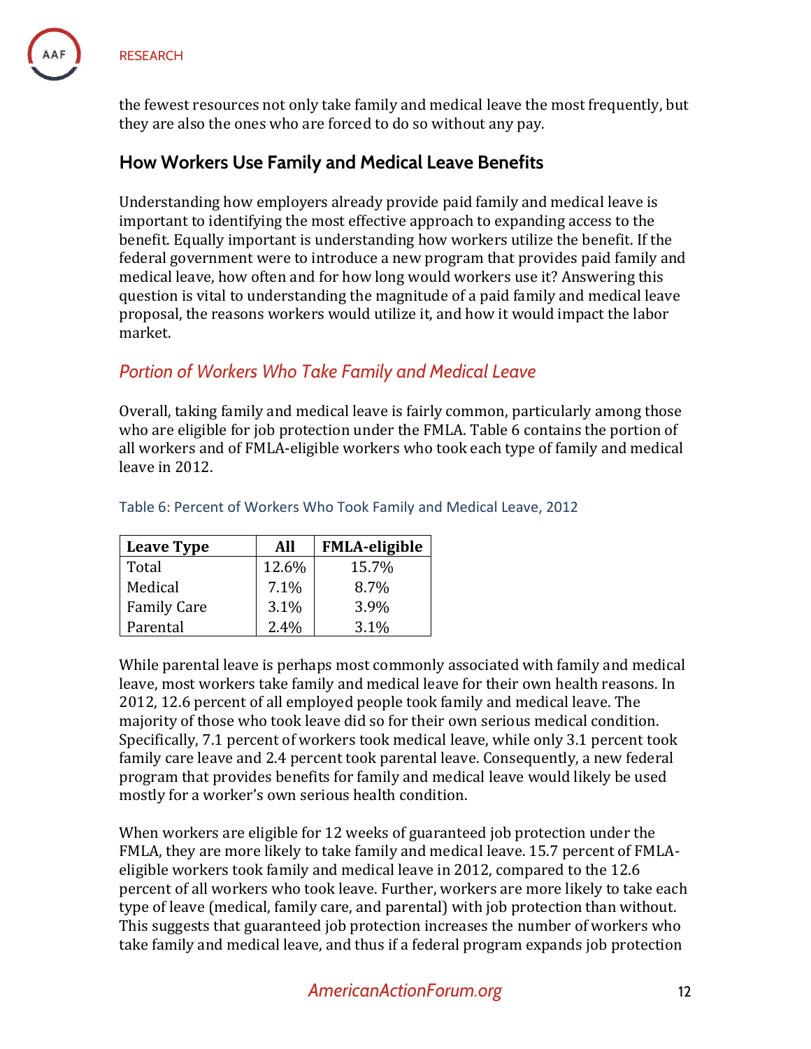the fewest resources not only take family and medical leave the most frequently, but they are also the ones who are forced to do so without any pay.

## How Workers Use Family and Medical Leave Benefits

Understanding how employers already provide paid family and medical leave is important to identifying the most effective approach to expanding access to the benefit. Equally important is understanding how workers utilize the benefit. If the federal government were to introduce a new program that provides paid family and medical leave, how often and for how long would workers use it? Answering this question is vital to understanding the magnitude of a paid family and medical leave proposal, the reasons workers would utilize it, and how it would impact the labor market.

### *Portion of Workers Who Take Family and Medical Leave*

Overall, taking family and medical leave is fairly common, particularly among those who are eligible for job protection under the FMLA. Table 6 contains the portion of all workers and of FMLA-eligible workers who took each type of family and medical leave in 2012.

Table 6: Percent of Workers Who Took Family and Medical Leave, 2012

| Leave Type | All | FMLA-eligible |
| --- | --- | --- |
| Total | 12.6% | 15.7% |
| Medical | 7.1% | 8.7% |
| Family Care | 3.1% | 3.9% |
| Parental | 2.4% | 3.1% |

While parental leave is perhaps most commonly associated with family and medical leave, most workers take family and medical leave for their own health reasons. In 2012, 12.6 percent of all employed people took family and medical leave. The majority of those who took leave did so for their own serious medical condition. Specifically, 7.1 percent of workers took medical leave, while only 3.1 percent took family care leave and 2.4 percent took parental leave. Consequently, a new federal program that provides benefits for family and medical leave would likely be used mostly for a worker's own serious health condition.

When workers are eligible for 12 weeks of guaranteed job protection under the FMLA, they are more likely to take family and medical leave. 15.7 percent of FMLA-eligible workers took family and medical leave in 2012, compared to the 12.6 percent of all workers who took leave. Further, workers are more likely to take each type of leave (medical, family care, and parental) with job protection than without. This suggests that guaranteed job protection increases the number of workers who take family and medical leave, and thus if a federal program expands job protection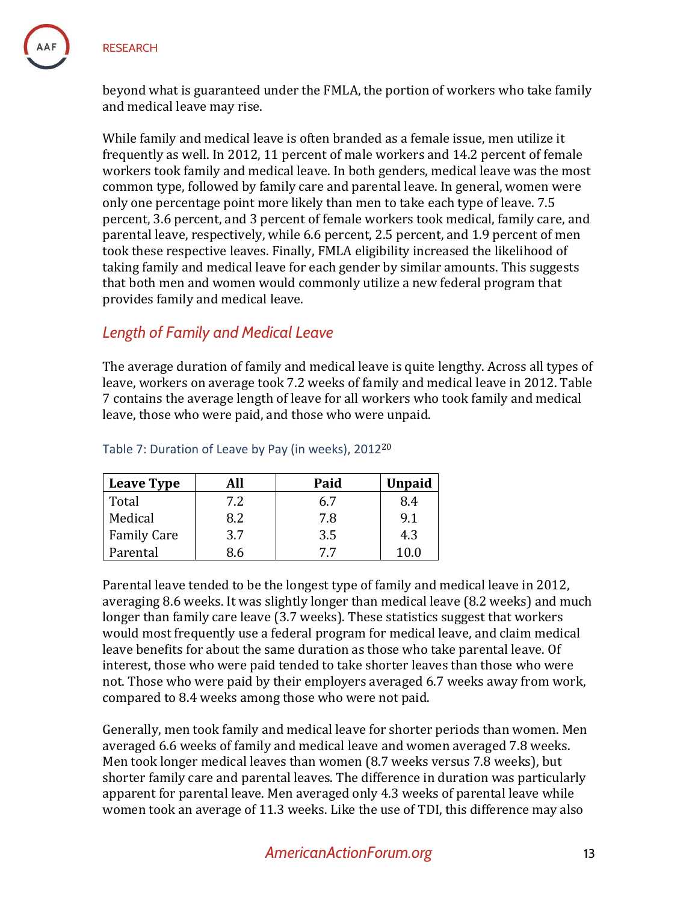beyond what is guaranteed under the FMLA, the portion of workers who take family and medical leave may rise.

While family and medical leave is often branded as a female issue, men utilize it frequently as well. In 2012, 11 percent of male workers and 14.2 percent of female workers took family and medical leave. In both genders, medical leave was the most common type, followed by family care and parental leave. In general, women were only one percentage point more likely than men to take each type of leave. 7.5 percent, 3.6 percent, and 3 percent of female workers took medical, family care, and parental leave, respectively, while 6.6 percent, 2.5 percent, and 1.9 percent of men took these respective leaves. Finally, FMLA eligibility increased the likelihood of taking family and medical leave for each gender by similar amounts. This suggests that both men and women would commonly utilize a new federal program that provides family and medical leave.

## *Length of Family and Medical Leave*

The average duration of family and medical leave is quite lengthy. Across all types of leave, workers on average took 7.2 weeks of family and medical leave in 2012. Table 7 contains the average length of leave for all workers who took family and medical leave, those who were paid, and those who were unpaid.

Table 7: Duration of Leave by Pay (in weeks), 2012[20]

| Leave Type | All | Paid | Unpaid |
|---|---|---|---|
| Total | 7.2 | 6.7 | 8.4 |
| Medical | 8.2 | 7.8 | 9.1 |
| Family Care | 3.7 | 3.5 | 4.3 |
| Parental | 8.6 | 7.7 | 10.0 |

Parental leave tended to be the longest type of family and medical leave in 2012, averaging 8.6 weeks. It was slightly longer than medical leave (8.2 weeks) and much longer than family care leave (3.7 weeks). These statistics suggest that workers would most frequently use a federal program for medical leave, and claim medical leave benefits for about the same duration as those who take parental leave. Of interest, those who were paid tended to take shorter leaves than those who were not. Those who were paid by their employers averaged 6.7 weeks away from work, compared to 8.4 weeks among those who were not paid.

Generally, men took family and medical leave for shorter periods than women. Men averaged 6.6 weeks of family and medical leave and women averaged 7.8 weeks. Men took longer medical leaves than women (8.7 weeks versus 7.8 weeks), but shorter family care and parental leaves. The difference in duration was particularly apparent for parental leave. Men averaged only 4.3 weeks of parental leave while women took an average of 11.3 weeks. Like the use of TDI, this difference may also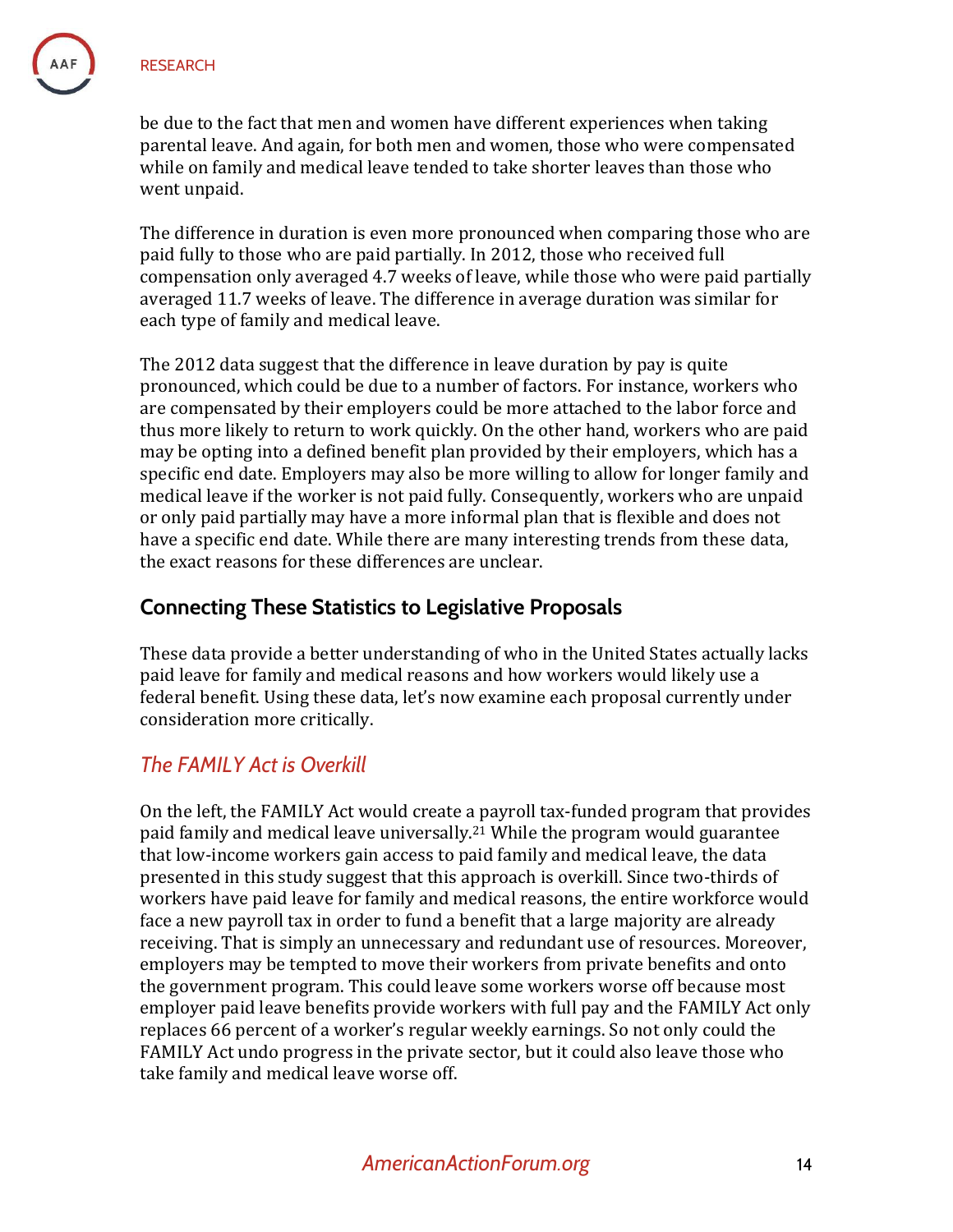be due to the fact that men and women have different experiences when taking parental leave. And again, for both men and women, those who were compensated while on family and medical leave tended to take shorter leaves than those who went unpaid.

The difference in duration is even more pronounced when comparing those who are paid fully to those who are paid partially. In 2012, those who received full compensation only averaged 4.7 weeks of leave, while those who were paid partially averaged 11.7 weeks of leave. The difference in average duration was similar for each type of family and medical leave.

The 2012 data suggest that the difference in leave duration by pay is quite pronounced, which could be due to a number of factors. For instance, workers who are compensated by their employers could be more attached to the labor force and thus more likely to return to work quickly. On the other hand, workers who are paid may be opting into a defined benefit plan provided by their employers, which has a specific end date. Employers may also be more willing to allow for longer family and medical leave if the worker is not paid fully. Consequently, workers who are unpaid or only paid partially may have a more informal plan that is flexible and does not have a specific end date. While there are many interesting trends from these data, the exact reasons for these differences are unclear.

## Connecting These Statistics to Legislative Proposals

These data provide a better understanding of who in the United States actually lacks paid leave for family and medical reasons and how workers would likely use a federal benefit. Using these data, let's now examine each proposal currently under consideration more critically.

### *The FAMILY Act is Overkill*

On the left, the FAMILY Act would create a payroll tax-funded program that provides paid family and medical leave universally.[21] While the program would guarantee that low-income workers gain access to paid family and medical leave, the data presented in this study suggest that this approach is overkill. Since two-thirds of workers have paid leave for family and medical reasons, the entire workforce would face a new payroll tax in order to fund a benefit that a large majority are already receiving. That is simply an unnecessary and redundant use of resources. Moreover, employers may be tempted to move their workers from private benefits and onto the government program. This could leave some workers worse off because most employer paid leave benefits provide workers with full pay and the FAMILY Act only replaces 66 percent of a worker's regular weekly earnings. So not only could the FAMILY Act undo progress in the private sector, but it could also leave those who take family and medical leave worse off.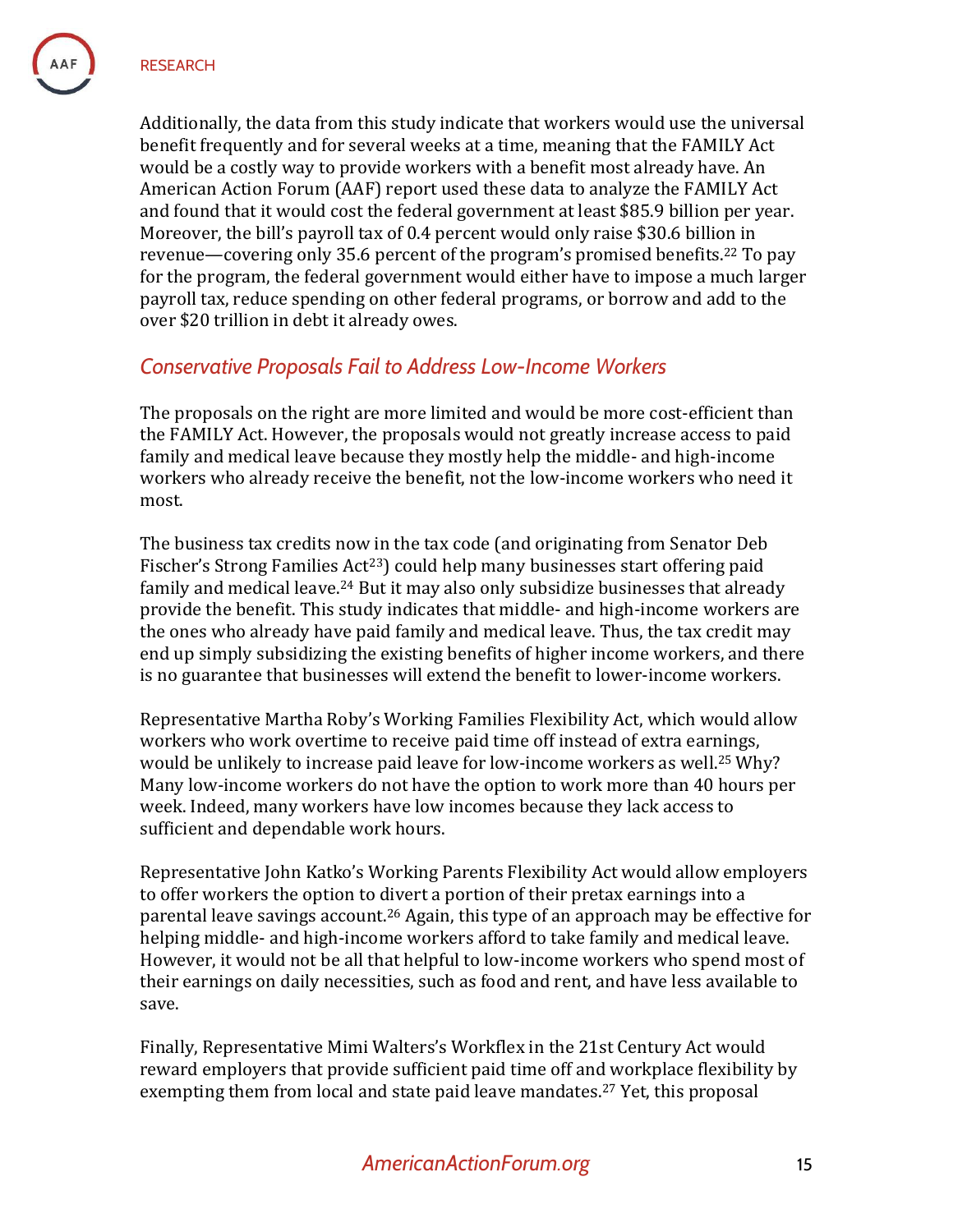Additionally, the data from this study indicate that workers would use the universal benefit frequently and for several weeks at a time, meaning that the FAMILY Act would be a costly way to provide workers with a benefit most already have. An American Action Forum (AAF) report used these data to analyze the FAMILY Act and found that it would cost the federal government at least $85.9 billion per year. Moreover, the bill's payroll tax of 0.4 percent would only raise $30.6 billion in revenue—covering only 35.6 percent of the program's promised benefits.[22] To pay for the program, the federal government would either have to impose a much larger payroll tax, reduce spending on other federal programs, or borrow and add to the over $20 trillion in debt it already owes.

## *Conservative Proposals Fail to Address Low-Income Workers*

The proposals on the right are more limited and would be more cost-efficient than the FAMILY Act. However, the proposals would not greatly increase access to paid family and medical leave because they mostly help the middle- and high-income workers who already receive the benefit, not the low-income workers who need it most.

The business tax credits now in the tax code (and originating from Senator Deb Fischer's Strong Families Act[23]) could help many businesses start offering paid family and medical leave.[24] But it may also only subsidize businesses that already provide the benefit. This study indicates that middle- and high-income workers are the ones who already have paid family and medical leave. Thus, the tax credit may end up simply subsidizing the existing benefits of higher income workers, and there is no guarantee that businesses will extend the benefit to lower-income workers.

Representative Martha Roby's Working Families Flexibility Act, which would allow workers who work overtime to receive paid time off instead of extra earnings, would be unlikely to increase paid leave for low-income workers as well.[25] Why? Many low-income workers do not have the option to work more than 40 hours per week. Indeed, many workers have low incomes because they lack access to sufficient and dependable work hours.

Representative John Katko's Working Parents Flexibility Act would allow employers to offer workers the option to divert a portion of their pretax earnings into a parental leave savings account.[26] Again, this type of an approach may be effective for helping middle- and high-income workers afford to take family and medical leave. However, it would not be all that helpful to low-income workers who spend most of their earnings on daily necessities, such as food and rent, and have less available to save.

Finally, Representative Mimi Walters's Workflex in the 21st Century Act would reward employers that provide sufficient paid time off and workplace flexibility by exempting them from local and state paid leave mandates.[27] Yet, this proposal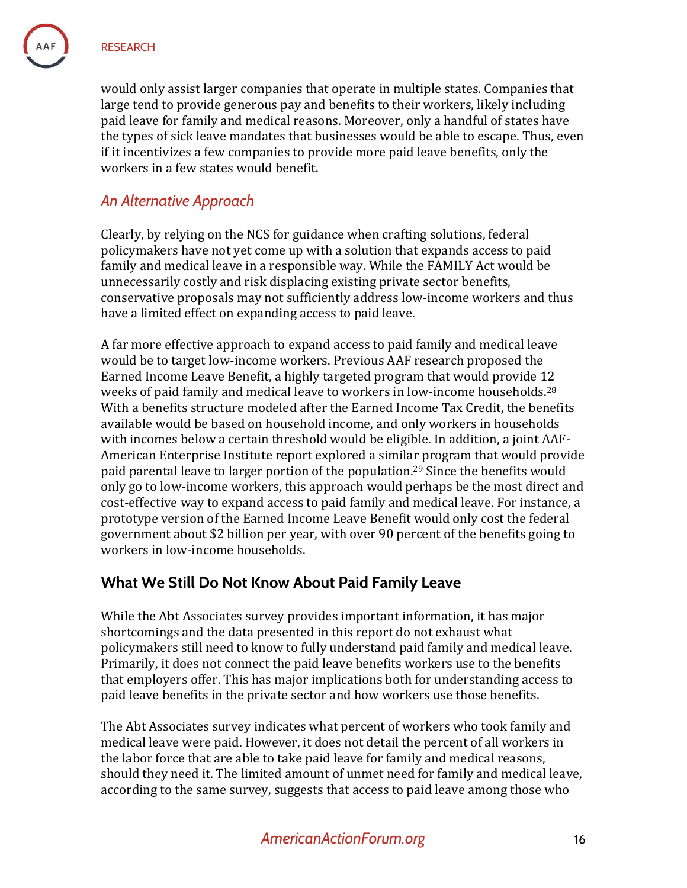would only assist larger companies that operate in multiple states. Companies that large tend to provide generous pay and benefits to their workers, likely including paid leave for family and medical reasons. Moreover, only a handful of states have the types of sick leave mandates that businesses would be able to escape. Thus, even if it incentivizes a few companies to provide more paid leave benefits, only the workers in a few states would benefit.

### *An Alternative Approach*

Clearly, by relying on the NCS for guidance when crafting solutions, federal policymakers have not yet come up with a solution that expands access to paid family and medical leave in a responsible way. While the FAMILY Act would be unnecessarily costly and risk displacing existing private sector benefits, conservative proposals may not sufficiently address low-income workers and thus have a limited effect on expanding access to paid leave.

A far more effective approach to expand access to paid family and medical leave would be to target low-income workers. Previous AAF research proposed the Earned Income Leave Benefit, a highly targeted program that would provide 12 weeks of paid family and medical leave to workers in low-income households.[28] With a benefits structure modeled after the Earned Income Tax Credit, the benefits available would be based on household income, and only workers in households with incomes below a certain threshold would be eligible. In addition, a joint AAF-American Enterprise Institute report explored a similar program that would provide paid parental leave to larger portion of the population.[29] Since the benefits would only go to low-income workers, this approach would perhaps be the most direct and cost-effective way to expand access to paid family and medical leave. For instance, a prototype version of the Earned Income Leave Benefit would only cost the federal government about $2 billion per year, with over 90 percent of the benefits going to workers in low-income households.

## What We Still Do Not Know About Paid Family Leave

While the Abt Associates survey provides important information, it has major shortcomings and the data presented in this report do not exhaust what policymakers still need to know to fully understand paid family and medical leave. Primarily, it does not connect the paid leave benefits workers use to the benefits that employers offer. This has major implications both for understanding access to paid leave benefits in the private sector and how workers use those benefits.

The Abt Associates survey indicates what percent of workers who took family and medical leave were paid. However, it does not detail the percent of all workers in the labor force that are able to take paid leave for family and medical reasons, should they need it. The limited amount of unmet need for family and medical leave, according to the same survey, suggests that access to paid leave among those who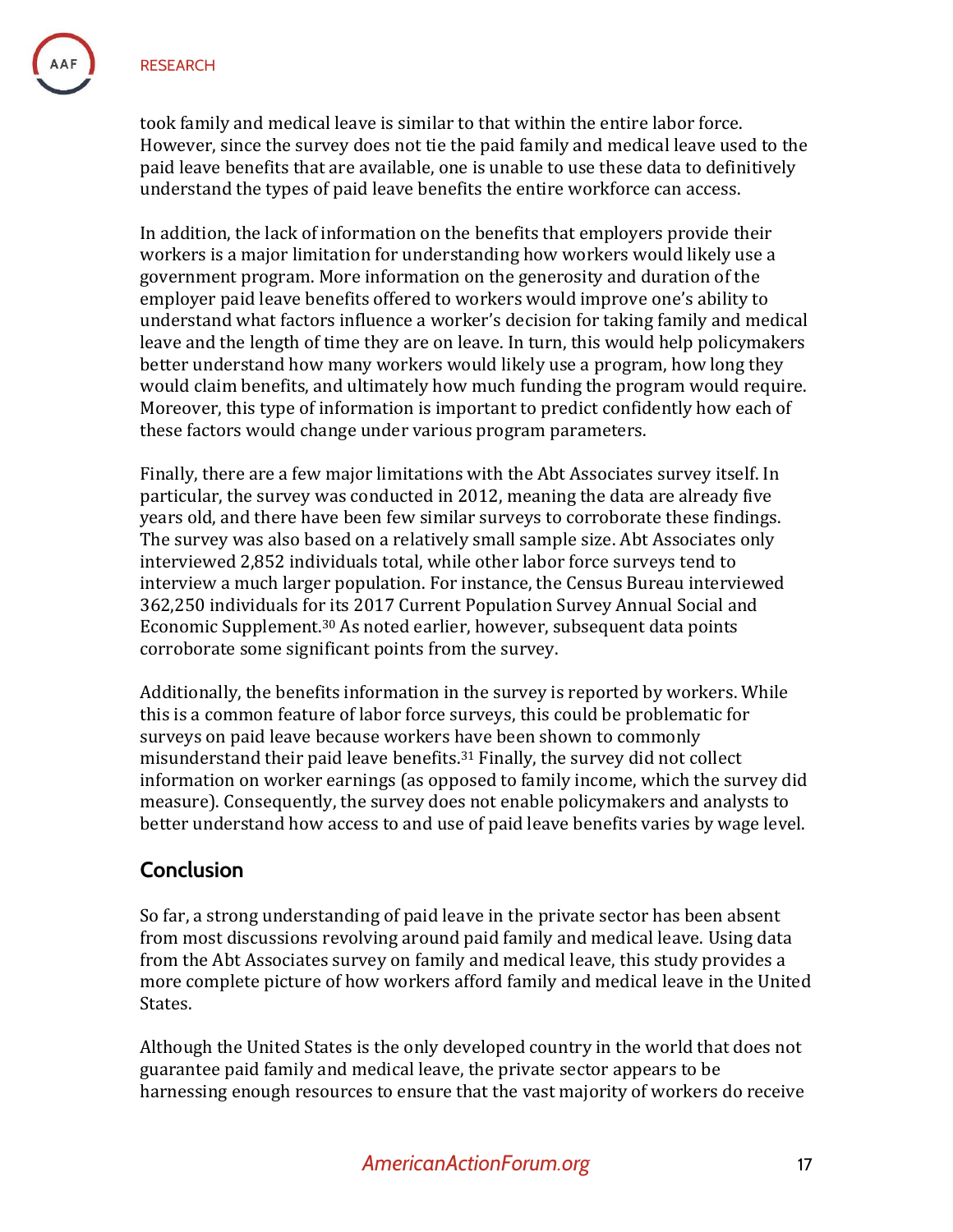took family and medical leave is similar to that within the entire labor force. However, since the survey does not tie the paid family and medical leave used to the paid leave benefits that are available, one is unable to use these data to definitively understand the types of paid leave benefits the entire workforce can access.

In addition, the lack of information on the benefits that employers provide their workers is a major limitation for understanding how workers would likely use a government program. More information on the generosity and duration of the employer paid leave benefits offered to workers would improve one's ability to understand what factors influence a worker's decision for taking family and medical leave and the length of time they are on leave. In turn, this would help policymakers better understand how many workers would likely use a program, how long they would claim benefits, and ultimately how much funding the program would require. Moreover, this type of information is important to predict confidently how each of these factors would change under various program parameters.

Finally, there are a few major limitations with the Abt Associates survey itself. In particular, the survey was conducted in 2012, meaning the data are already five years old, and there have been few similar surveys to corroborate these findings. The survey was also based on a relatively small sample size. Abt Associates only interviewed 2,852 individuals total, while other labor force surveys tend to interview a much larger population. For instance, the Census Bureau interviewed 362,250 individuals for its 2017 Current Population Survey Annual Social and Economic Supplement.[30] As noted earlier, however, subsequent data points corroborate some significant points from the survey.

Additionally, the benefits information in the survey is reported by workers. While this is a common feature of labor force surveys, this could be problematic for surveys on paid leave because workers have been shown to commonly misunderstand their paid leave benefits.[31] Finally, the survey did not collect information on worker earnings (as opposed to family income, which the survey did measure). Consequently, the survey does not enable policymakers and analysts to better understand how access to and use of paid leave benefits varies by wage level.

## Conclusion

So far, a strong understanding of paid leave in the private sector has been absent from most discussions revolving around paid family and medical leave. Using data from the Abt Associates survey on family and medical leave, this study provides a more complete picture of how workers afford family and medical leave in the United States.

Although the United States is the only developed country in the world that does not guarantee paid family and medical leave, the private sector appears to be harnessing enough resources to ensure that the vast majority of workers do receive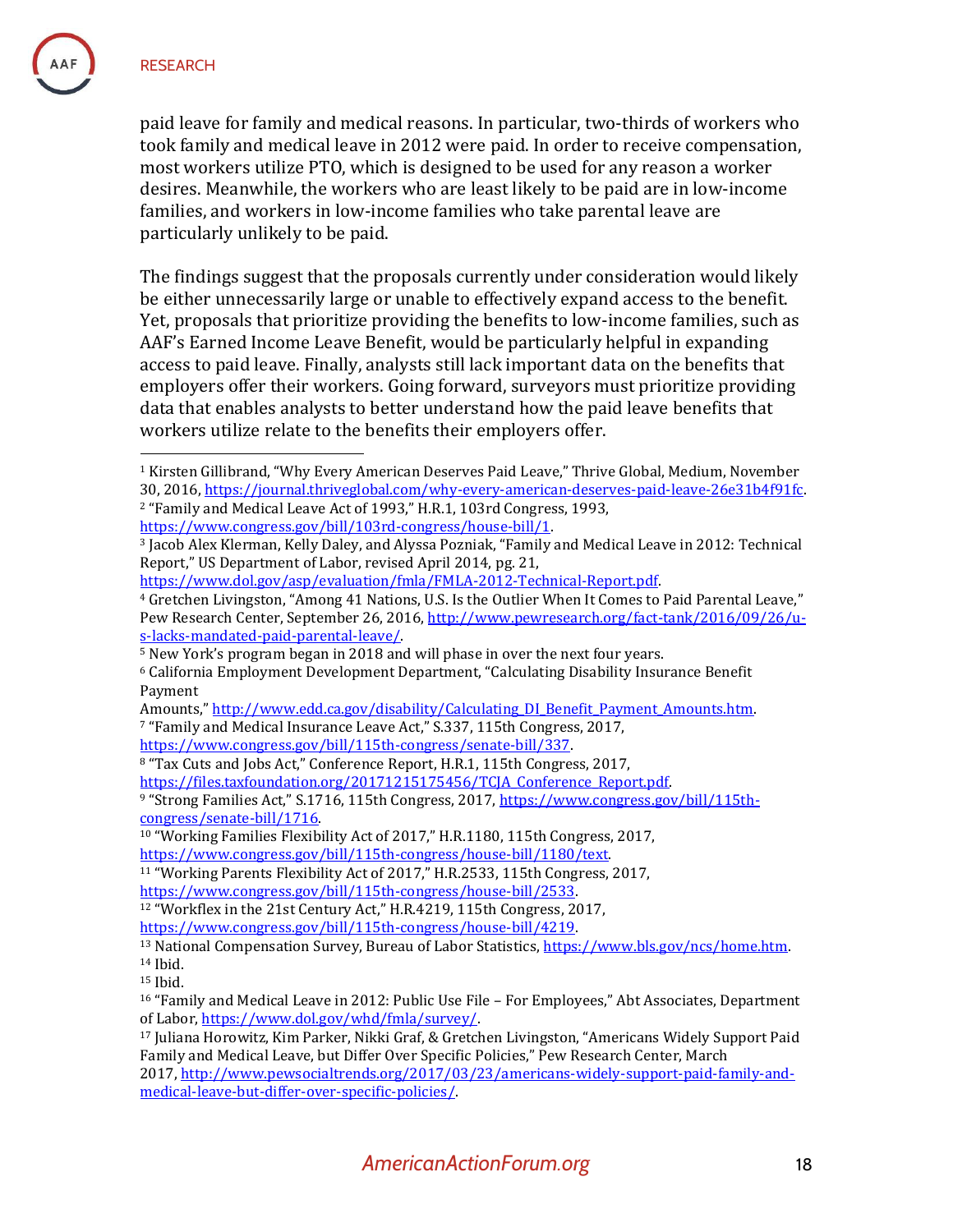paid leave for family and medical reasons. In particular, two-thirds of workers who took family and medical leave in 2012 were paid. In order to receive compensation, most workers utilize PTO, which is designed to be used for any reason a worker desires. Meanwhile, the workers who are least likely to be paid are in low-income families, and workers in low-income families who take parental leave are particularly unlikely to be paid.

The findings suggest that the proposals currently under consideration would likely be either unnecessarily large or unable to effectively expand access to the benefit. Yet, proposals that prioritize providing the benefits to low-income families, such as AAF's Earned Income Leave Benefit, would be particularly helpful in expanding access to paid leave. Finally, analysts still lack important data on the benefits that employers offer their workers. Going forward, surveyors must prioritize providing data that enables analysts to better understand how the paid leave benefits that workers utilize relate to the benefits their employers offer.

---

[1] Kirsten Gillibrand, "Why Every American Deserves Paid Leave," Thrive Global, Medium, November 30, 2016, https://journal.thriveglobal.com/why-every-american-deserves-paid-leave-26e31b4f91fc.

[2] "Family and Medical Leave Act of 1993," H.R.1, 103rd Congress, 1993, https://www.congress.gov/bill/103rd-congress/house-bill/1.

[3] Jacob Alex Klerman, Kelly Daley, and Alyssa Pozniak, "Family and Medical Leave in 2012: Technical Report," US Department of Labor, revised April 2014, pg. 21, https://www.dol.gov/asp/evaluation/fmla/FMLA-2012-Technical-Report.pdf.

[4] Gretchen Livingston, "Among 41 Nations, U.S. Is the Outlier When It Comes to Paid Parental Leave," Pew Research Center, September 26, 2016, http://www.pewresearch.org/fact-tank/2016/09/26/u-s-lacks-mandated-paid-parental-leave/.

[5] New York's program began in 2018 and will phase in over the next four years.

[6] California Employment Development Department, "Calculating Disability Insurance Benefit Payment Amounts," http://www.edd.ca.gov/disability/Calculating_DI_Benefit_Payment_Amounts.htm.

[7] "Family and Medical Insurance Leave Act," S.337, 115th Congress, 2017, https://www.congress.gov/bill/115th-congress/senate-bill/337.

[8] "Tax Cuts and Jobs Act," Conference Report, H.R.1, 115th Congress, 2017, https://files.taxfoundation.org/20171215175456/TCJA_Conference_Report.pdf.

[9] "Strong Families Act," S.1716, 115th Congress, 2017, https://www.congress.gov/bill/115th-congress/senate-bill/1716.

[10] "Working Families Flexibility Act of 2017," H.R.1180, 115th Congress, 2017, https://www.congress.gov/bill/115th-congress/house-bill/1180/text.

[11] "Working Parents Flexibility Act of 2017," H.R.2533, 115th Congress, 2017, https://www.congress.gov/bill/115th-congress/house-bill/2533.

[12] "Workflex in the 21st Century Act," H.R.4219, 115th Congress, 2017, https://www.congress.gov/bill/115th-congress/house-bill/4219.

[13] National Compensation Survey, Bureau of Labor Statistics, https://www.bls.gov/ncs/home.htm.

[14] Ibid.

[15] Ibid.

[16] "Family and Medical Leave in 2012: Public Use File – For Employees," Abt Associates, Department of Labor, https://www.dol.gov/whd/fmla/survey/.

[17] Juliana Horowitz, Kim Parker, Nikki Graf, & Gretchen Livingston, "Americans Widely Support Paid Family and Medical Leave, but Differ Over Specific Policies," Pew Research Center, March 2017, http://www.pewsocialtrends.org/2017/03/23/americans-widely-support-paid-family-and-medical-leave-but-differ-over-specific-policies/.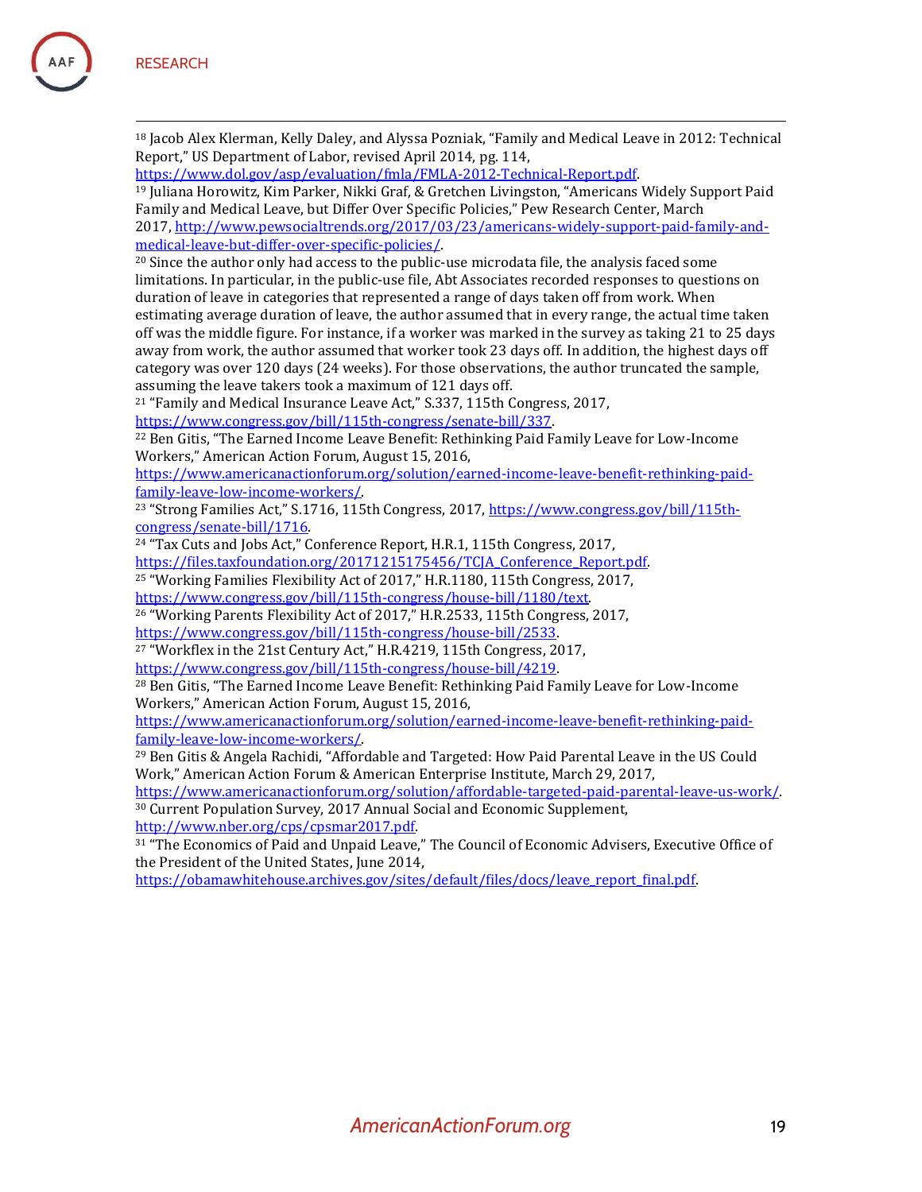[18] Jacob Alex Klerman, Kelly Daley, and Alyssa Pozniak, "Family and Medical Leave in 2012: Technical Report," US Department of Labor, revised April 2014, pg. 114, https://www.dol.gov/asp/evaluation/fmla/FMLA-2012-Technical-Report.pdf.

[19] Juliana Horowitz, Kim Parker, Nikki Graf, & Gretchen Livingston, "Americans Widely Support Paid Family and Medical Leave, but Differ Over Specific Policies," Pew Research Center, March 2017, http://www.pewsocialtrends.org/2017/03/23/americans-widely-support-paid-family-and-medical-leave-but-differ-over-specific-policies/.

[20] Since the author only had access to the public-use microdata file, the analysis faced some limitations. In particular, in the public-use file, Abt Associates recorded responses to questions on duration of leave in categories that represented a range of days taken off from work. When estimating average duration of leave, the author assumed that in every range, the actual time taken off was the middle figure. For instance, if a worker was marked in the survey as taking 21 to 25 days away from work, the author assumed that worker took 23 days off. In addition, the highest days off category was over 120 days (24 weeks). For those observations, the author truncated the sample, assuming the leave takers took a maximum of 121 days off.

[21] "Family and Medical Insurance Leave Act," S.337, 115th Congress, 2017, https://www.congress.gov/bill/115th-congress/senate-bill/337.

[22] Ben Gitis, "The Earned Income Leave Benefit: Rethinking Paid Family Leave for Low-Income Workers," American Action Forum, August 15, 2016, https://www.americanactionforum.org/solution/earned-income-leave-benefit-rethinking-paid-family-leave-low-income-workers/.

[23] "Strong Families Act," S.1716, 115th Congress, 2017, https://www.congress.gov/bill/115th-congress/senate-bill/1716.

[24] "Tax Cuts and Jobs Act," Conference Report, H.R.1, 115th Congress, 2017, https://files.taxfoundation.org/20171215175456/TCJA_Conference_Report.pdf.

[25] "Working Families Flexibility Act of 2017," H.R.1180, 115th Congress, 2017, https://www.congress.gov/bill/115th-congress/house-bill/1180/text.

[26] "Working Parents Flexibility Act of 2017," H.R.2533, 115th Congress, 2017, https://www.congress.gov/bill/115th-congress/house-bill/2533.

[27] "Workflex in the 21st Century Act," H.R.4219, 115th Congress, 2017, https://www.congress.gov/bill/115th-congress/house-bill/4219.

[28] Ben Gitis, "The Earned Income Leave Benefit: Rethinking Paid Family Leave for Low-Income Workers," American Action Forum, August 15, 2016, https://www.americanactionforum.org/solution/earned-income-leave-benefit-rethinking-paid-family-leave-low-income-workers/.

[29] Ben Gitis & Angela Rachidi, "Affordable and Targeted: How Paid Parental Leave in the US Could Work," American Action Forum & American Enterprise Institute, March 29, 2017, https://www.americanactionforum.org/solution/affordable-targeted-paid-parental-leave-us-work/.

[30] Current Population Survey, 2017 Annual Social and Economic Supplement, http://www.nber.org/cps/cpsmar2017.pdf.

[31] "The Economics of Paid and Unpaid Leave," The Council of Economic Advisers, Executive Office of the President of the United States, June 2014, https://obamawhitehouse.archives.gov/sites/default/files/docs/leave_report_final.pdf.